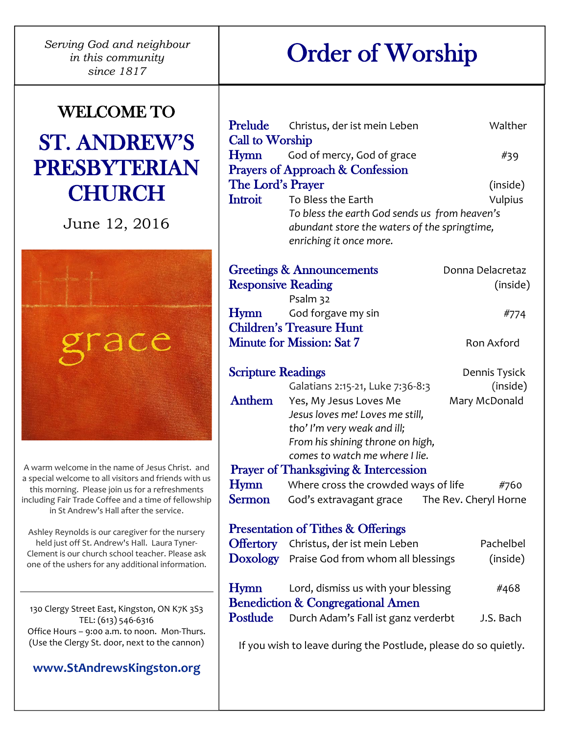*Serving God and neighbour in this community since 1817*

WELCOME TO

# ST. ANDREW'S PRESBYTERIAN CHURCH

June 12, 2016

grace

A warm welcome in the name of Jesus Christ. and a special welcome to all visitors and friends with us this morning. Please join us for a refreshments including Fair Trade Coffee and a time of fellowship in St Andrew's Hall after the service.

Ashley Reynolds is our caregiver for the nursery held just off St. Andrew's Hall. Laura Tyner-Clement is our church school teacher. Please ask one of the ushers for any additional information.

---

130 Clergy Street East, Kingston, ON K7K 3S3
TEL: (613) 546-6316
Office Hours – 9:00 a.m. to noon. Mon-Thurs.
(Use the Clergy St. door, next to the cannon)

**www.StAndrewsKingston.org**

# Order of Worship

**Prelude** Christus, der ist mein Leben — Walther

**Call to Worship**

**Hymn** God of mercy, God of grace — #39

**Prayers of Approach & Confession**

**The Lord's Prayer** — (inside)

**Introit** To Bless the Earth — Vulpius

*To bless the earth God sends us from heaven's abundant store the waters of the springtime, enriching it once more.*

**Greetings & Announcements** — Donna Delacretaz

**Responsive Reading** — (inside)
Psalm 32

**Hymn** God forgave my sin — #774

**Children's Treasure Hunt**

**Minute for Mission: Sat 7** — Ron Axford

**Scripture Readings** — Dennis Tysick
Galatians 2:15-21, Luke 7:36-8:3 — (inside)

**Anthem** Yes, My Jesus Loves Me — Mary McDonald

*Jesus loves me! Loves me still,*
*tho' I'm very weak and ill;*
*From his shining throne on high,*
*comes to watch me where I lie.*

**Prayer of Thanksgiving & Intercession**

**Hymn** Where cross the crowded ways of life — #760

**Sermon** God's extravagant grace — The Rev. Cheryl Horne

**Presentation of Tithes & Offerings**

**Offertory** Christus, der ist mein Leben — Pachelbel

**Doxology** Praise God from whom all blessings — (inside)

**Hymn** Lord, dismiss us with your blessing — #468

**Benediction & Congregational Amen**

**Postlude** Durch Adam's Fall ist ganz verderbt — J.S. Bach

If you wish to leave during the Postlude, please do so quietly.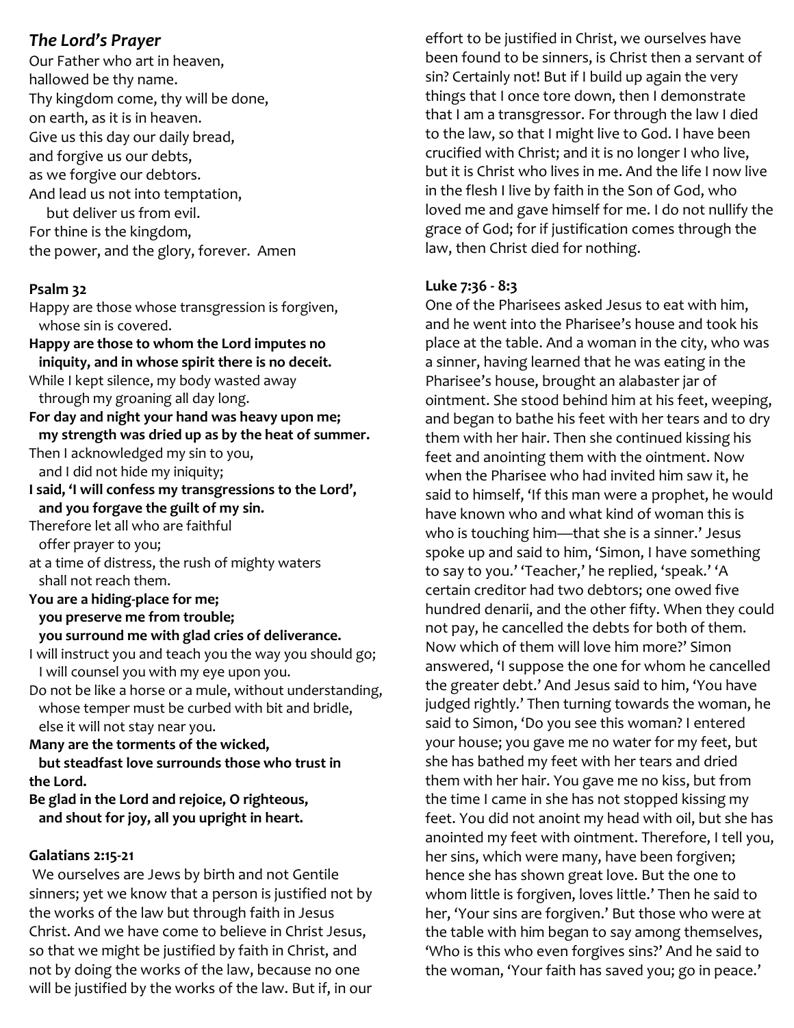### *The Lord's Prayer*

Our Father who art in heaven,
hallowed be thy name.
Thy kingdom come, thy will be done,
on earth, as it is in heaven.
Give us this day our daily bread,
and forgive us our debts,
as we forgive our debtors.
And lead us not into temptation,
but deliver us from evil.
For thine is the kingdom,
the power, and the glory, forever. Amen

**Psalm 32**

Happy are those whose transgression is forgiven,
whose sin is covered.
**Happy are those to whom the Lord imputes no iniquity, and in whose spirit there is no deceit.**
While I kept silence, my body wasted away
through my groaning all day long.
**For day and night your hand was heavy upon me;**
**my strength was dried up as by the heat of summer.**
Then I acknowledged my sin to you,
and I did not hide my iniquity;
**I said, 'I will confess my transgressions to the Lord',**
**and you forgave the guilt of my sin.**
Therefore let all who are faithful
offer prayer to you;
at a time of distress, the rush of mighty waters
shall not reach them.
**You are a hiding-place for me;**
**you preserve me from trouble;**
**you surround me with glad cries of deliverance.**
I will instruct you and teach you the way you should go;
I will counsel you with my eye upon you.
Do not be like a horse or a mule, without understanding,
whose temper must be curbed with bit and bridle,
else it will not stay near you.
**Many are the torments of the wicked,**
**but steadfast love surrounds those who trust in the Lord.**
**Be glad in the Lord and rejoice, O righteous,**
**and shout for joy, all you upright in heart.**

**Galatians 2:15-21**

We ourselves are Jews by birth and not Gentile sinners; yet we know that a person is justified not by the works of the law but through faith in Jesus Christ. And we have come to believe in Christ Jesus, so that we might be justified by faith in Christ, and not by doing the works of the law, because no one will be justified by the works of the law. But if, in our effort to be justified in Christ, we ourselves have been found to be sinners, is Christ then a servant of sin? Certainly not! But if I build up again the very things that I once tore down, then I demonstrate that I am a transgressor. For through the law I died to the law, so that I might live to God. I have been crucified with Christ; and it is no longer I who live, but it is Christ who lives in me. And the life I now live in the flesh I live by faith in the Son of God, who loved me and gave himself for me. I do not nullify the grace of God; for if justification comes through the law, then Christ died for nothing.

**Luke 7:36 - 8:3**

One of the Pharisees asked Jesus to eat with him, and he went into the Pharisee's house and took his place at the table. And a woman in the city, who was a sinner, having learned that he was eating in the Pharisee's house, brought an alabaster jar of ointment. She stood behind him at his feet, weeping, and began to bathe his feet with her tears and to dry them with her hair. Then she continued kissing his feet and anointing them with the ointment. Now when the Pharisee who had invited him saw it, he said to himself, 'If this man were a prophet, he would have known who and what kind of woman this is who is touching him—that she is a sinner.' Jesus spoke up and said to him, 'Simon, I have something to say to you.' 'Teacher,' he replied, 'speak.' 'A certain creditor had two debtors; one owed five hundred denarii, and the other fifty. When they could not pay, he cancelled the debts for both of them. Now which of them will love him more?' Simon answered, 'I suppose the one for whom he cancelled the greater debt.' And Jesus said to him, 'You have judged rightly.' Then turning towards the woman, he said to Simon, 'Do you see this woman? I entered your house; you gave me no water for my feet, but she has bathed my feet with her tears and dried them with her hair. You gave me no kiss, but from the time I came in she has not stopped kissing my feet. You did not anoint my head with oil, but she has anointed my feet with ointment. Therefore, I tell you, her sins, which were many, have been forgiven; hence she has shown great love. But the one to whom little is forgiven, loves little.' Then he said to her, 'Your sins are forgiven.' But those who were at the table with him began to say among themselves, 'Who is this who even forgives sins?' And he said to the woman, 'Your faith has saved you; go in peace.'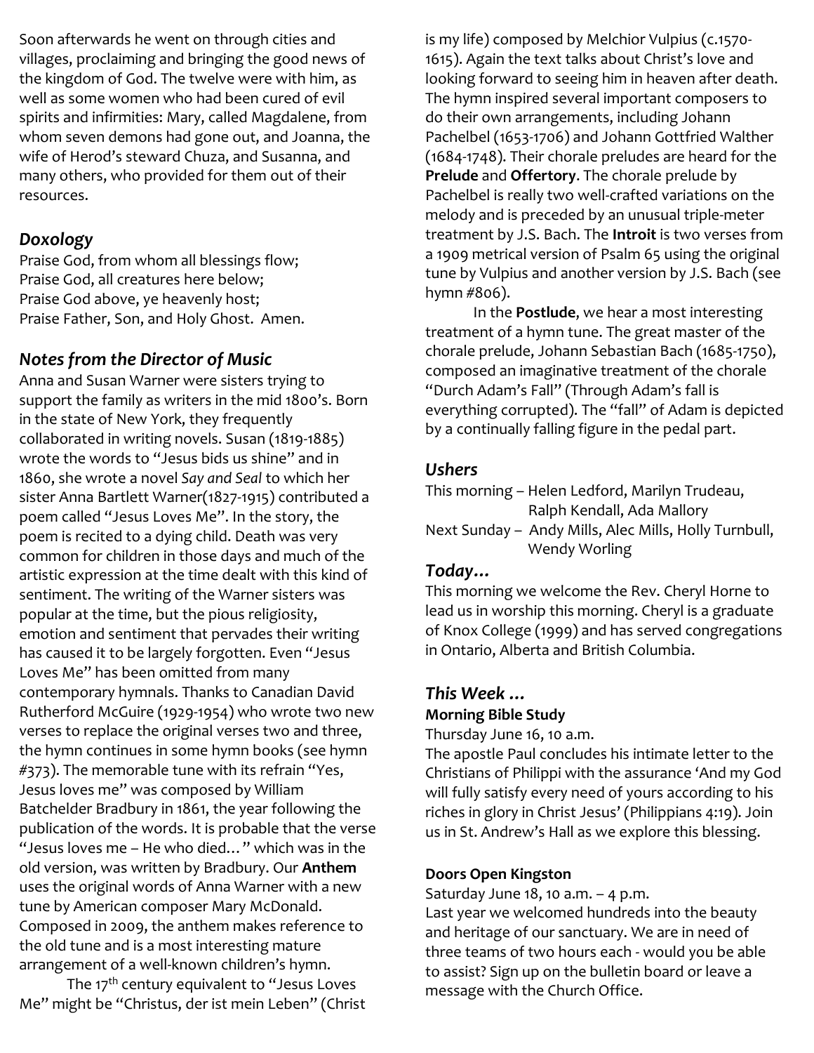Soon afterwards he went on through cities and villages, proclaiming and bringing the good news of the kingdom of God. The twelve were with him, as well as some women who had been cured of evil spirits and infirmities: Mary, called Magdalene, from whom seven demons had gone out, and Joanna, the wife of Herod's steward Chuza, and Susanna, and many others, who provided for them out of their resources.

### *Doxology*

Praise God, from whom all blessings flow;
Praise God, all creatures here below;
Praise God above, ye heavenly host;
Praise Father, Son, and Holy Ghost. Amen.

### *Notes from the Director of Music*

Anna and Susan Warner were sisters trying to support the family as writers in the mid 1800's. Born in the state of New York, they frequently collaborated in writing novels. Susan (1819-1885) wrote the words to "Jesus bids us shine" and in 1860, she wrote a novel *Say and Seal* to which her sister Anna Bartlett Warner(1827-1915) contributed a poem called "Jesus Loves Me". In the story, the poem is recited to a dying child. Death was very common for children in those days and much of the artistic expression at the time dealt with this kind of sentiment. The writing of the Warner sisters was popular at the time, but the pious religiosity, emotion and sentiment that pervades their writing has caused it to be largely forgotten. Even "Jesus Loves Me" has been omitted from many contemporary hymnals. Thanks to Canadian David Rutherford McGuire (1929-1954) who wrote two new verses to replace the original verses two and three, the hymn continues in some hymn books (see hymn #373). The memorable tune with its refrain "Yes, Jesus loves me" was composed by William Batchelder Bradbury in 1861, the year following the publication of the words. It is probable that the verse "Jesus loves me – He who died…" which was in the old version, was written by Bradbury. Our **Anthem** uses the original words of Anna Warner with a new tune by American composer Mary McDonald. Composed in 2009, the anthem makes reference to the old tune and is a most interesting mature arrangement of a well-known children's hymn.

The 17th century equivalent to "Jesus Loves Me" might be "Christus, der ist mein Leben" (Christ is my life) composed by Melchior Vulpius (c.1570-1615). Again the text talks about Christ's love and looking forward to seeing him in heaven after death. The hymn inspired several important composers to do their own arrangements, including Johann Pachelbel (1653-1706) and Johann Gottfried Walther (1684-1748). Their chorale preludes are heard for the **Prelude** and **Offertory**. The chorale prelude by Pachelbel is really two well-crafted variations on the melody and is preceded by an unusual triple-meter treatment by J.S. Bach. The **Introit** is two verses from a 1909 metrical version of Psalm 65 using the original tune by Vulpius and another version by J.S. Bach (see hymn #806).

In the **Postlude**, we hear a most interesting treatment of a hymn tune. The great master of the chorale prelude, Johann Sebastian Bach (1685-1750), composed an imaginative treatment of the chorale "Durch Adam's Fall" (Through Adam's fall is everything corrupted). The "fall" of Adam is depicted by a continually falling figure in the pedal part.

### *Ushers*

This morning – Helen Ledford, Marilyn Trudeau, Ralph Kendall, Ada Mallory
Next Sunday – Andy Mills, Alec Mills, Holly Turnbull, Wendy Worling

### *Today…*

This morning we welcome the Rev. Cheryl Horne to lead us in worship this morning. Cheryl is a graduate of Knox College (1999) and has served congregations in Ontario, Alberta and British Columbia.

### *This Week …*

**Morning Bible Study**

Thursday June 16, 10 a.m.

The apostle Paul concludes his intimate letter to the Christians of Philippi with the assurance 'And my God will fully satisfy every need of yours according to his riches in glory in Christ Jesus' (Philippians 4:19). Join us in St. Andrew's Hall as we explore this blessing.

**Doors Open Kingston**

Saturday June 18, 10 a.m. – 4 p.m.

Last year we welcomed hundreds into the beauty and heritage of our sanctuary. We are in need of three teams of two hours each - would you be able to assist? Sign up on the bulletin board or leave a message with the Church Office.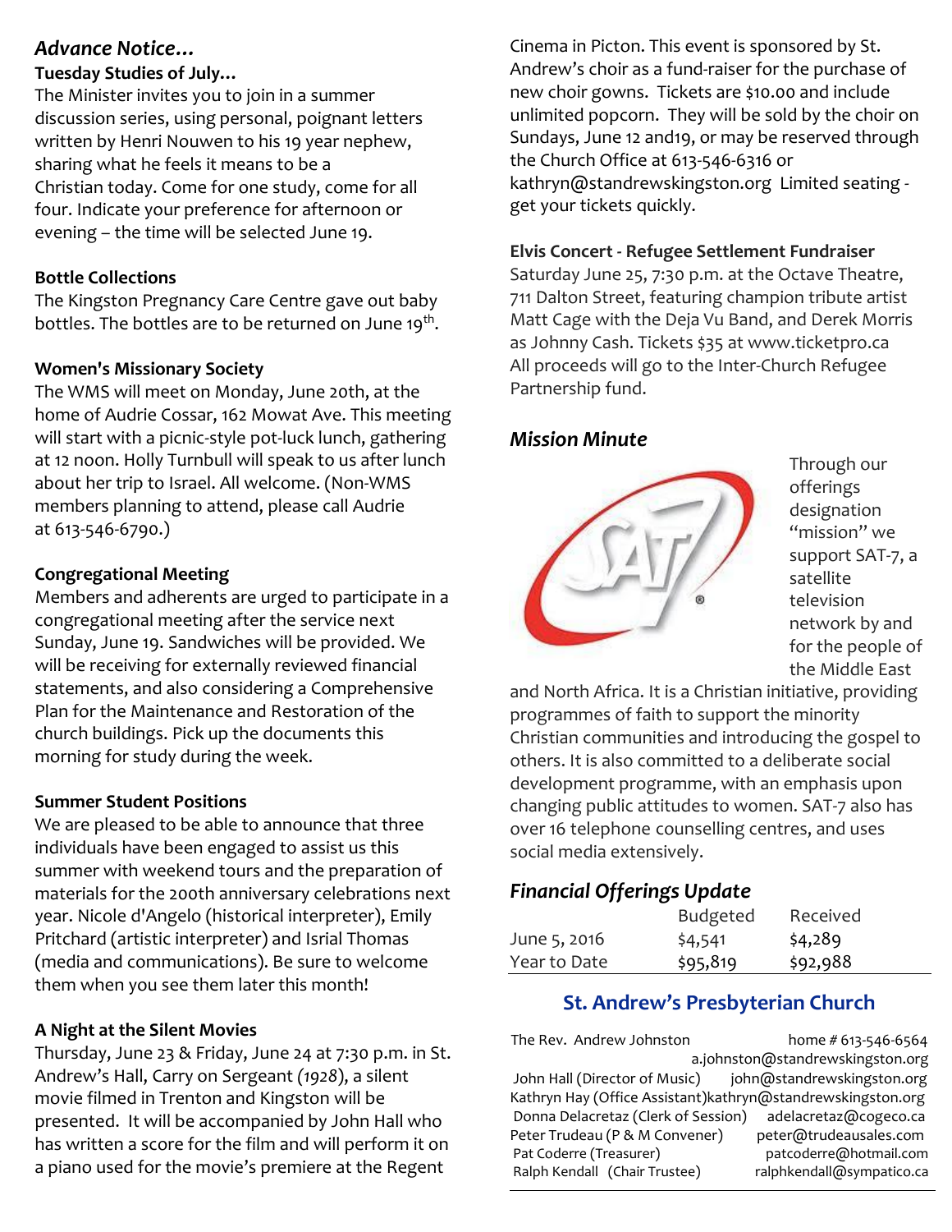## *Advance Notice…*

**Tuesday Studies of July…**

The Minister invites you to join in a summer discussion series, using personal, poignant letters written by Henri Nouwen to his 19 year nephew, sharing what he feels it means to be a Christian today. Come for one study, come for all four. Indicate your preference for afternoon or evening – the time will be selected June 19.

**Bottle Collections**

The Kingston Pregnancy Care Centre gave out baby bottles. The bottles are to be returned on June 19th.

**Women's Missionary Society**

The WMS will meet on Monday, June 20th, at the home of Audrie Cossar, 162 Mowat Ave. This meeting will start with a picnic-style pot-luck lunch, gathering at 12 noon. Holly Turnbull will speak to us after lunch about her trip to Israel. All welcome. (Non-WMS members planning to attend, please call Audrie at 613-546-6790.)

**Congregational Meeting**

Members and adherents are urged to participate in a congregational meeting after the service next Sunday, June 19. Sandwiches will be provided. We will be receiving for externally reviewed financial statements, and also considering a Comprehensive Plan for the Maintenance and Restoration of the church buildings. Pick up the documents this morning for study during the week.

**Summer Student Positions**

We are pleased to be able to announce that three individuals have been engaged to assist us this summer with weekend tours and the preparation of materials for the 200th anniversary celebrations next year. Nicole d'Angelo (historical interpreter), Emily Pritchard (artistic interpreter) and Isrial Thomas (media and communications). Be sure to welcome them when you see them later this month!

**A Night at the Silent Movies**

Thursday, June 23 & Friday, June 24 at 7:30 p.m. in St. Andrew's Hall, Carry on Sergeant *(1928)*, a silent movie filmed in Trenton and Kingston will be presented. It will be accompanied by John Hall who has written a score for the film and will perform it on a piano used for the movie's premiere at the Regent Cinema in Picton. This event is sponsored by St. Andrew's choir as a fund-raiser for the purchase of new choir gowns. Tickets are $10.00 and include unlimited popcorn. They will be sold by the choir on Sundays, June 12 and19, or may be reserved through the Church Office at 613-546-6316 or kathryn@standrewskingston.org Limited seating - get your tickets quickly.

**Elvis Concert - Refugee Settlement Fundraiser**

Saturday June 25, 7:30 p.m. at the Octave Theatre, 711 Dalton Street, featuring champion tribute artist Matt Cage with the Deja Vu Band, and Derek Morris as Johnny Cash. Tickets $35 at www.ticketpro.ca All proceeds will go to the Inter-Church Refugee Partnership fund.

## *Mission Minute*

Through our offerings designation "mission" we support SAT-7, a satellite television network by and for the people of the Middle East and North Africa. It is a Christian initiative, providing programmes of faith to support the minority Christian communities and introducing the gospel to others. It is also committed to a deliberate social development programme, with an emphasis upon changing public attitudes to women. SAT-7 also has over 16 telephone counselling centres, and uses social media extensively.

## *Financial Offerings Update*

| | Budgeted | Received |
|---|---|---|
| June 5, 2016 | $4,541 | $4,289 |
| Year to Date | $95,819 | $92,988 |

## St. Andrew's Presbyterian Church

The Rev. Andrew Johnston — home # 613-546-6564 — a.johnston@standrewskingston.org
John Hall (Director of Music) — john@standrewskingston.org
Kathryn Hay (Office Assistant) — kathryn@standrewskingston.org
Donna Delacretaz (Clerk of Session) — adelacretaz@cogeco.ca
Peter Trudeau (P & M Convener) — peter@trudeausales.com
Pat Coderre (Treasurer) — patcoderre@hotmail.com
Ralph Kendall (Chair Trustee) — ralphkendall@sympatico.ca